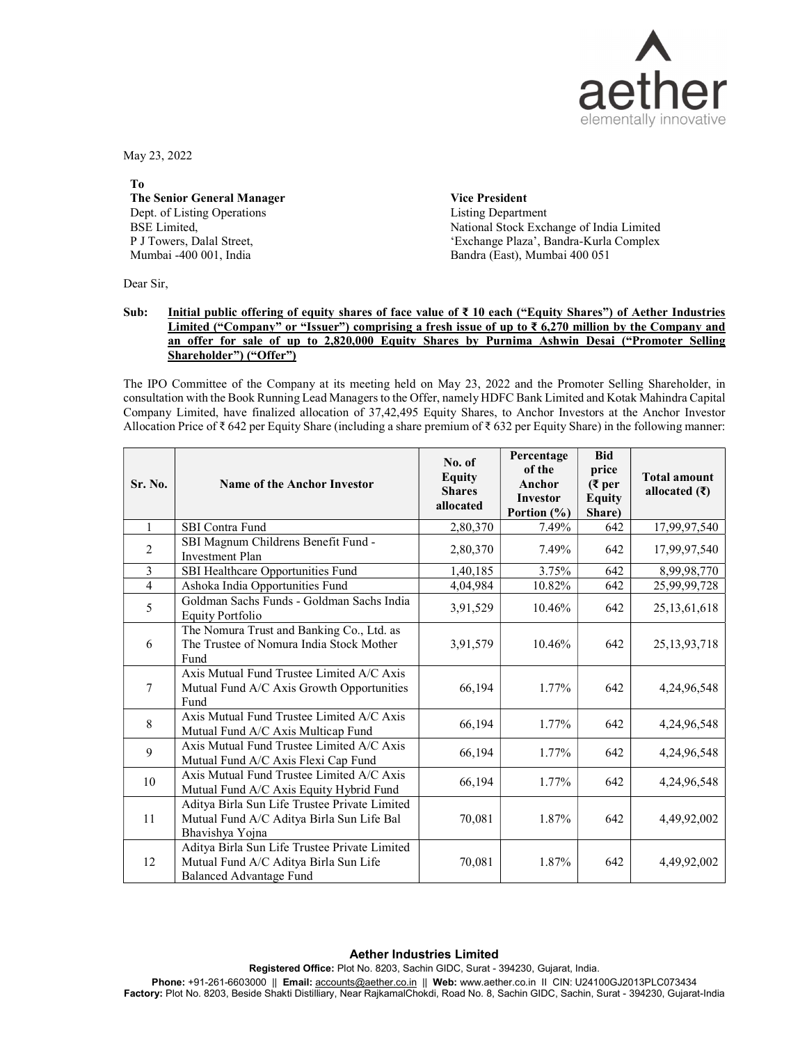May 23, 2022

**To**
**The Senior General Manager**
Dept. of Listing Operations
BSE Limited,
P J Towers, Dalal Street,
Mumbai -400 001, India

**Vice President**
Listing Department
National Stock Exchange of India Limited
'Exchange Plaza', Bandra-Kurla Complex
Bandra (East), Mumbai 400 051

Dear Sir,

**Sub: Initial public offering of equity shares of face value of ₹ 10 each ("Equity Shares") of Aether Industries Limited ("Company" or "Issuer") comprising a fresh issue of up to ₹ 6,270 million by the Company and an offer for sale of up to 2,820,000 Equity Shares by Purnima Ashwin Desai ("Promoter Selling Shareholder") ("Offer")**

The IPO Committee of the Company at its meeting held on May 23, 2022 and the Promoter Selling Shareholder, in consultation with the Book Running Lead Managers to the Offer, namely HDFC Bank Limited and Kotak Mahindra Capital Company Limited, have finalized allocation of 37,42,495 Equity Shares, to Anchor Investors at the Anchor Investor Allocation Price of ₹ 642 per Equity Share (including a share premium of ₹ 632 per Equity Share) in the following manner:

| Sr. No. | Name of the Anchor Investor | No. of Equity Shares allocated | Percentage of the Anchor Investor Portion (%) | Bid price (₹ per Equity Share) | Total amount allocated (₹) |
|---|---|---|---|---|---|
| 1 | SBI Contra Fund | 2,80,370 | 7.49% | 642 | 17,99,97,540 |
| 2 | SBI Magnum Childrens Benefit Fund - Investment Plan | 2,80,370 | 7.49% | 642 | 17,99,97,540 |
| 3 | SBI Healthcare Opportunities Fund | 1,40,185 | 3.75% | 642 | 8,99,98,770 |
| 4 | Ashoka India Opportunities Fund | 4,04,984 | 10.82% | 642 | 25,99,99,728 |
| 5 | Goldman Sachs Funds - Goldman Sachs India Equity Portfolio | 3,91,529 | 10.46% | 642 | 25,13,61,618 |
| 6 | The Nomura Trust and Banking Co., Ltd. as The Trustee of Nomura India Stock Mother Fund | 3,91,579 | 10.46% | 642 | 25,13,93,718 |
| 7 | Axis Mutual Fund Trustee Limited A/C Axis Mutual Fund A/C Axis Growth Opportunities Fund | 66,194 | 1.77% | 642 | 4,24,96,548 |
| 8 | Axis Mutual Fund Trustee Limited A/C Axis Mutual Fund A/C Axis Multicap Fund | 66,194 | 1.77% | 642 | 4,24,96,548 |
| 9 | Axis Mutual Fund Trustee Limited A/C Axis Mutual Fund A/C Axis Flexi Cap Fund | 66,194 | 1.77% | 642 | 4,24,96,548 |
| 10 | Axis Mutual Fund Trustee Limited A/C Axis Mutual Fund A/C Axis Equity Hybrid Fund | 66,194 | 1.77% | 642 | 4,24,96,548 |
| 11 | Aditya Birla Sun Life Trustee Private Limited Mutual Fund A/C Aditya Birla Sun Life Bal Bhavishya Yojna | 70,081 | 1.87% | 642 | 4,49,92,002 |
| 12 | Aditya Birla Sun Life Trustee Private Limited Mutual Fund A/C Aditya Birla Sun Life Balanced Advantage Fund | 70,081 | 1.87% | 642 | 4,49,92,002 |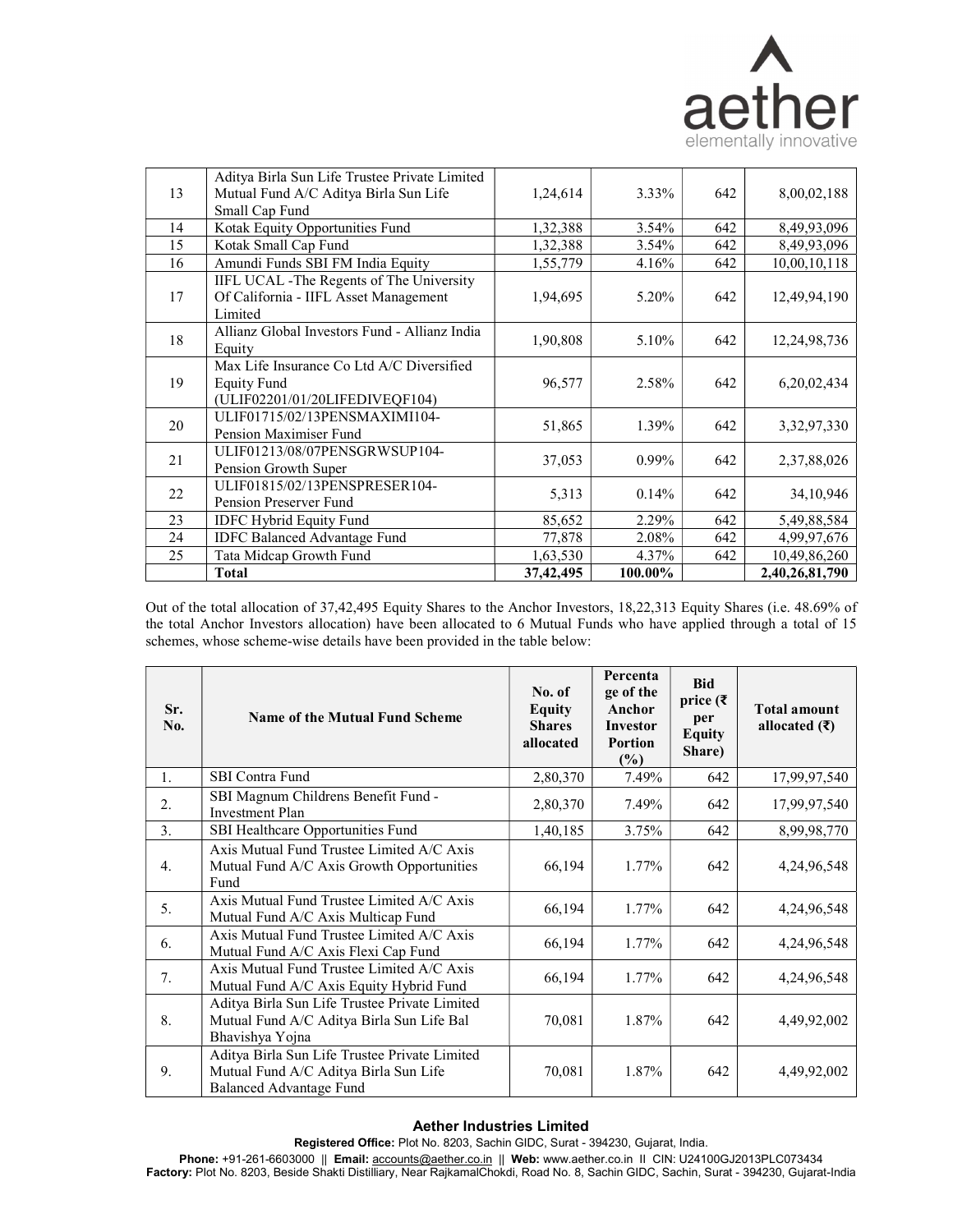| | | | | | |
|---|---|---|---|---|---|
| 13 | Aditya Birla Sun Life Trustee Private Limited Mutual Fund A/C Aditya Birla Sun Life Small Cap Fund | 1,24,614 | 3.33% | 642 | 8,00,02,188 |
| 14 | Kotak Equity Opportunities Fund | 1,32,388 | 3.54% | 642 | 8,49,93,096 |
| 15 | Kotak Small Cap Fund | 1,32,388 | 3.54% | 642 | 8,49,93,096 |
| 16 | Amundi Funds SBI FM India Equity | 1,55,779 | 4.16% | 642 | 10,00,10,118 |
| 17 | IIFL UCAL -The Regents of The University Of California - IIFL Asset Management Limited | 1,94,695 | 5.20% | 642 | 12,49,94,190 |
| 18 | Allianz Global Investors Fund - Allianz India Equity | 1,90,808 | 5.10% | 642 | 12,24,98,736 |
| 19 | Max Life Insurance Co Ltd A/C Diversified Equity Fund (ULIF02201/01/20LIFEDIVEQF104) | 96,577 | 2.58% | 642 | 6,20,02,434 |
| 20 | ULIF01715/02/13PENSMAXIMI104-Pension Maximiser Fund | 51,865 | 1.39% | 642 | 3,32,97,330 |
| 21 | ULIF01213/08/07PENSGRWSUP104-Pension Growth Super | 37,053 | 0.99% | 642 | 2,37,88,026 |
| 22 | ULIF01815/02/13PENSPRESER104-Pension Preserver Fund | 5,313 | 0.14% | 642 | 34,10,946 |
| 23 | IDFC Hybrid Equity Fund | 85,652 | 2.29% | 642 | 5,49,88,584 |
| 24 | IDFC Balanced Advantage Fund | 77,878 | 2.08% | 642 | 4,99,97,676 |
| 25 | Tata Midcap Growth Fund | 1,63,530 | 4.37% | 642 | 10,49,86,260 |
| | **Total** | **37,42,495** | **100.00%** | | **2,40,26,81,790** |

Out of the total allocation of 37,42,495 Equity Shares to the Anchor Investors, 18,22,313 Equity Shares (i.e. 48.69% of the total Anchor Investors allocation) have been allocated to 6 Mutual Funds who have applied through a total of 15 schemes, whose scheme-wise details have been provided in the table below:

| Sr. No. | Name of the Mutual Fund Scheme | No. of Equity Shares allocated | Percentage of the Anchor Investor Portion (%) | Bid price (₹ per Equity Share) | Total amount allocated (₹) |
|---|---|---|---|---|---|
| 1. | SBI Contra Fund | 2,80,370 | 7.49% | 642 | 17,99,97,540 |
| 2. | SBI Magnum Childrens Benefit Fund - Investment Plan | 2,80,370 | 7.49% | 642 | 17,99,97,540 |
| 3. | SBI Healthcare Opportunities Fund | 1,40,185 | 3.75% | 642 | 8,99,98,770 |
| 4. | Axis Mutual Fund Trustee Limited A/C Axis Mutual Fund A/C Axis Growth Opportunities Fund | 66,194 | 1.77% | 642 | 4,24,96,548 |
| 5. | Axis Mutual Fund Trustee Limited A/C Axis Mutual Fund A/C Axis Multicap Fund | 66,194 | 1.77% | 642 | 4,24,96,548 |
| 6. | Axis Mutual Fund Trustee Limited A/C Axis Mutual Fund A/C Axis Flexi Cap Fund | 66,194 | 1.77% | 642 | 4,24,96,548 |
| 7. | Axis Mutual Fund Trustee Limited A/C Axis Mutual Fund A/C Axis Equity Hybrid Fund | 66,194 | 1.77% | 642 | 4,24,96,548 |
| 8. | Aditya Birla Sun Life Trustee Private Limited Mutual Fund A/C Aditya Birla Sun Life Bal Bhavishya Yojna | 70,081 | 1.87% | 642 | 4,49,92,002 |
| 9. | Aditya Birla Sun Life Trustee Private Limited Mutual Fund A/C Aditya Birla Sun Life Balanced Advantage Fund | 70,081 | 1.87% | 642 | 4,49,92,002 |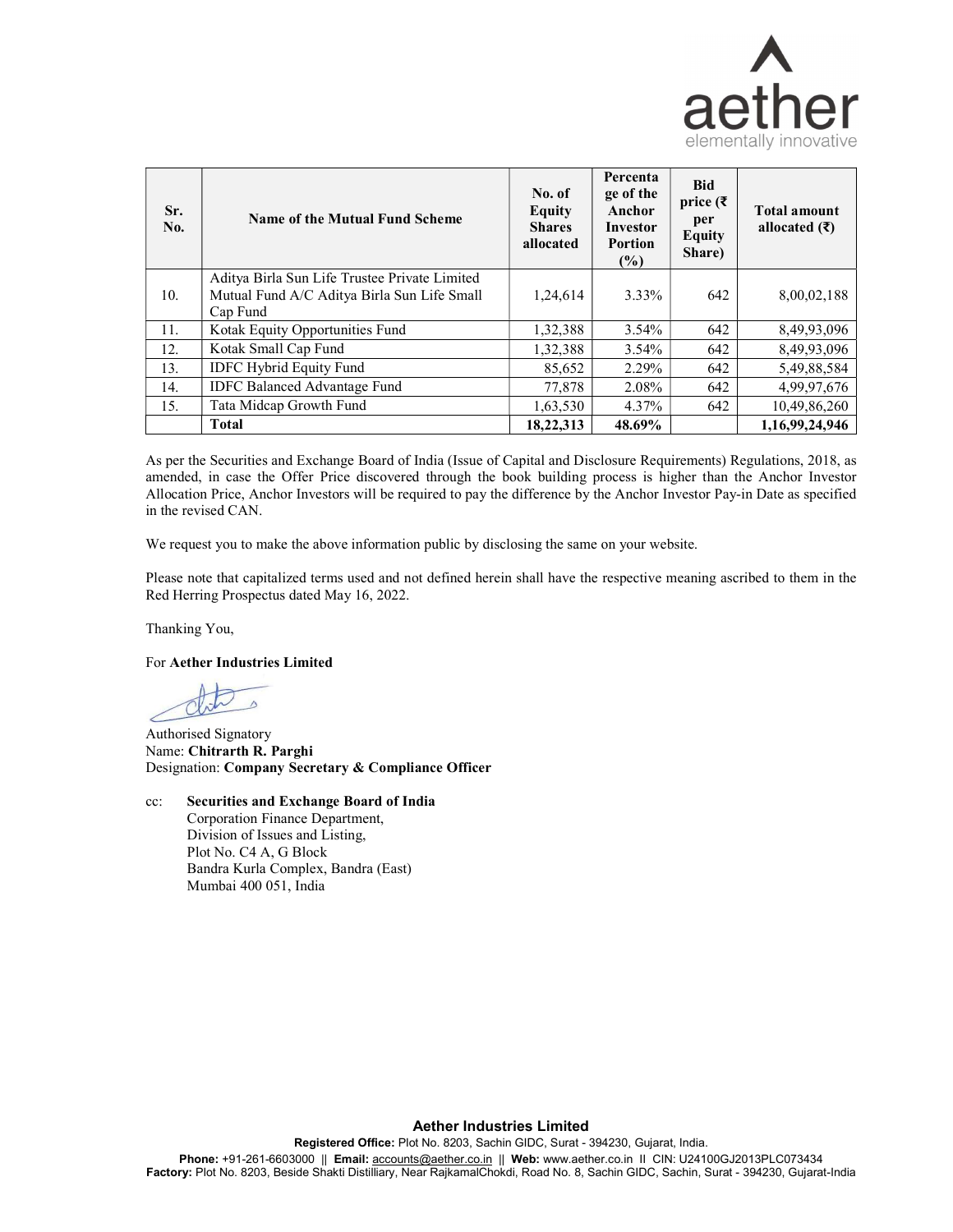| Sr. No. | Name of the Mutual Fund Scheme | No. of Equity Shares allocated | Percentage of the Anchor Investor Portion (%) | Bid price (₹ per Equity Share) | Total amount allocated (₹) |
|---|---|---|---|---|---|
| 10. | Aditya Birla Sun Life Trustee Private Limited Mutual Fund A/C Aditya Birla Sun Life Small Cap Fund | 1,24,614 | 3.33% | 642 | 8,00,02,188 |
| 11. | Kotak Equity Opportunities Fund | 1,32,388 | 3.54% | 642 | 8,49,93,096 |
| 12. | Kotak Small Cap Fund | 1,32,388 | 3.54% | 642 | 8,49,93,096 |
| 13. | IDFC Hybrid Equity Fund | 85,652 | 2.29% | 642 | 5,49,88,584 |
| 14. | IDFC Balanced Advantage Fund | 77,878 | 2.08% | 642 | 4,99,97,676 |
| 15. | Tata Midcap Growth Fund | 1,63,530 | 4.37% | 642 | 10,49,86,260 |
| | **Total** | **18,22,313** | **48.69%** | | **1,16,99,24,946** |

As per the Securities and Exchange Board of India (Issue of Capital and Disclosure Requirements) Regulations, 2018, as amended, in case the Offer Price discovered through the book building process is higher than the Anchor Investor Allocation Price, Anchor Investors will be required to pay the difference by the Anchor Investor Pay-in Date as specified in the revised CAN.

We request you to make the above information public by disclosing the same on your website.

Please note that capitalized terms used and not defined herein shall have the respective meaning ascribed to them in the Red Herring Prospectus dated May 16, 2022.

Thanking You,

For **Aether Industries Limited**

Authorised Signatory
Name: **Chitrarth R. Parghi**
Designation: **Company Secretary & Compliance Officer**

cc: **Securities and Exchange Board of India**
Corporation Finance Department,
Division of Issues and Listing,
Plot No. C4 A, G Block
Bandra Kurla Complex, Bandra (East)
Mumbai 400 051, India